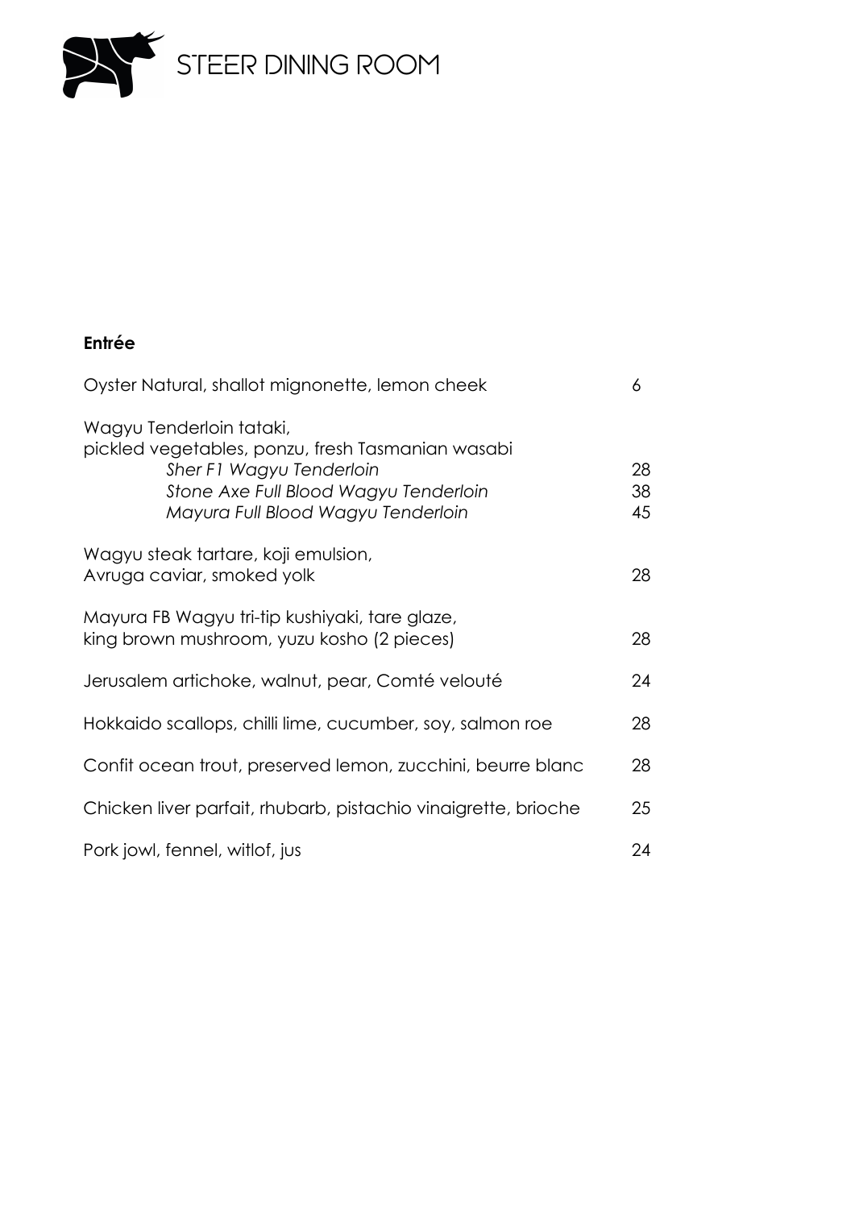# STEER DINING ROOM

## Entrée

| | |
|---|---|
| Oyster Natural, shallot mignonette, lemon cheek | 6 |
| Wagyu Tenderloin tataki, pickled vegetables, ponzu, fresh Tasmanian wasabi | |
| *Sher F1 Wagyu Tenderloin* | 28 |
| *Stone Axe Full Blood Wagyu Tenderloin* | 38 |
| *Mayura Full Blood Wagyu Tenderloin* | 45 |
| Wagyu steak tartare, koji emulsion, Avruga caviar, smoked yolk | 28 |
| Mayura FB Wagyu tri-tip kushiyaki, tare glaze, king brown mushroom, yuzu kosho (2 pieces) | 28 |
| Jerusalem artichoke, walnut, pear, Comté velouté | 24 |
| Hokkaido scallops, chilli lime, cucumber, soy, salmon roe | 28 |
| Confit ocean trout, preserved lemon, zucchini, beurre blanc | 28 |
| Chicken liver parfait, rhubarb, pistachio vinaigrette, brioche | 25 |
| Pork jowl, fennel, witlof, jus | 24 |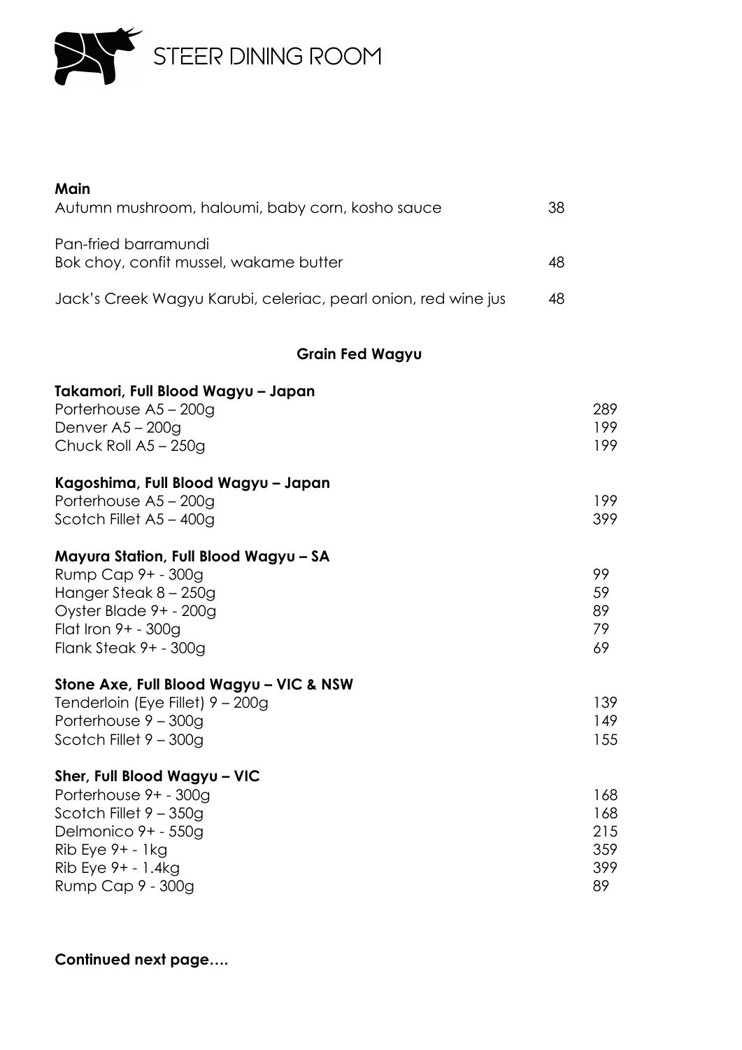# STEER DINING ROOM

**Main**

| | |
|---|---|
| Autumn mushroom, haloumi, baby corn, kosho sauce | 38 |
| Pan-fried barramundi<br>Bok choy, confit mussel, wakame butter | 48 |
| Jack's Creek Wagyu Karubi, celeriac, pearl onion, red wine jus | 48 |

**Grain Fed Wagyu**

**Takamori, Full Blood Wagyu – Japan**

| | |
|---|---|
| Porterhouse A5 – 200g | 289 |
| Denver A5 – 200g | 199 |
| Chuck Roll A5 – 250g | 199 |

**Kagoshima, Full Blood Wagyu – Japan**

| | |
|---|---|
| Porterhouse A5 – 200g | 199 |
| Scotch Fillet A5 – 400g | 399 |

**Mayura Station, Full Blood Wagyu – SA**

| | |
|---|---|
| Rump Cap 9+ - 300g | 99 |
| Hanger Steak 8 – 250g | 59 |
| Oyster Blade 9+ - 200g | 89 |
| Flat Iron 9+ - 300g | 79 |
| Flank Steak 9+ - 300g | 69 |

**Stone Axe, Full Blood Wagyu – VIC & NSW**

| | |
|---|---|
| Tenderloin (Eye Fillet) 9 – 200g | 139 |
| Porterhouse 9 – 300g | 149 |
| Scotch Fillet 9 – 300g | 155 |

**Sher, Full Blood Wagyu – VIC**

| | |
|---|---|
| Porterhouse 9+ - 300g | 168 |
| Scotch Fillet 9 – 350g | 168 |
| Delmonico 9+ - 550g | 215 |
| Rib Eye 9+ - 1kg | 359 |
| Rib Eye 9+ - 1.4kg | 399 |
| Rump Cap 9 - 300g | 89 |

**Continued next page….**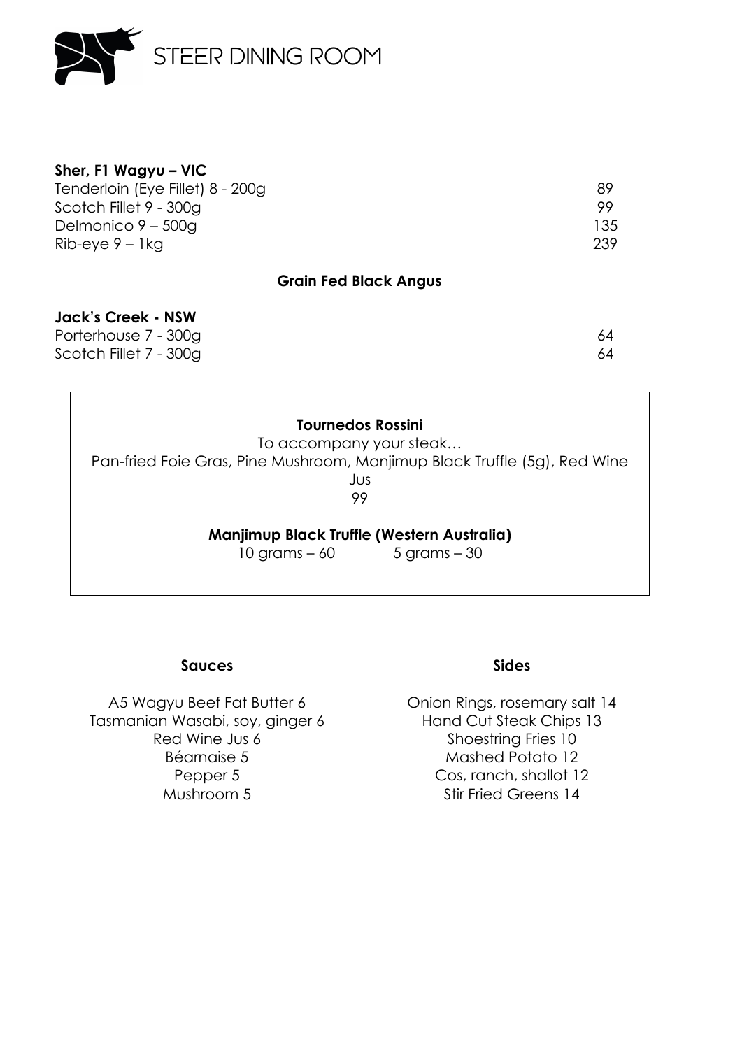# STEER DINING ROOM

**Sher, F1 Wagyu – VIC**

| | |
|---|---|
| Tenderloin (Eye Fillet) 8 - 200g | 89 |
| Scotch Fillet 9 - 300g | 99 |
| Delmonico 9 – 500g | 135 |
| Rib-eye 9 – 1kg | 239 |

## Grain Fed Black Angus

**Jack's Creek - NSW**

| | |
|---|---|
| Porterhouse 7 - 300g | 64 |
| Scotch Fillet 7 - 300g | 64 |

**Tournedos Rossini**

To accompany your steak…

Pan-fried Foie Gras, Pine Mushroom, Manjimup Black Truffle (5g), Red Wine Jus

99

**Manjimup Black Truffle (Western Australia)**

10 grams – 60    5 grams – 30

**Sauces**

A5 Wagyu Beef Fat Butter 6
Tasmanian Wasabi, soy, ginger 6
Red Wine Jus 6
Béarnaise 5
Pepper 5
Mushroom 5

**Sides**

Onion Rings, rosemary salt 14
Hand Cut Steak Chips 13
Shoestring Fries 10
Mashed Potato 12
Cos, ranch, shallot 12
Stir Fried Greens 14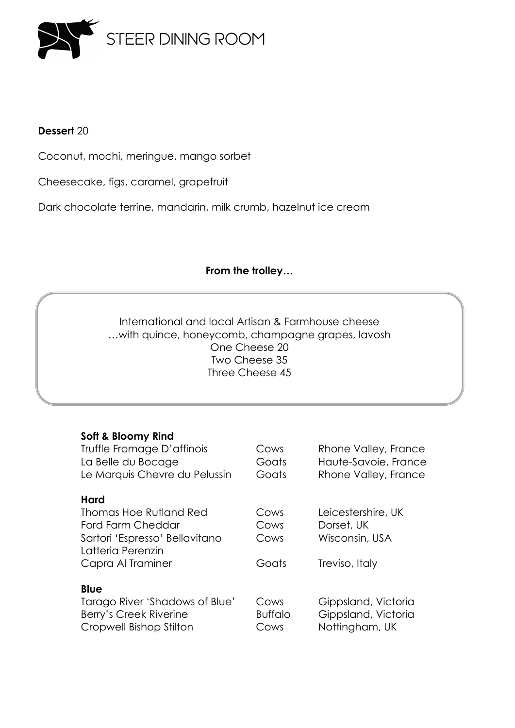STEER DINING ROOM

**Dessert** 20

Coconut, mochi, meringue, mango sorbet

Cheesecake, figs, caramel, grapefruit

Dark chocolate terrine, mandarin, milk crumb, hazelnut ice cream

**From the trolley…**

International and local Artisan & Farmhouse cheese
…with quince, honeycomb, champagne grapes, lavosh
One Cheese 20
Two Cheese 35
Three Cheese 45

| | | |
|---|---|---|
| **Soft & Bloomy Rind** | | |
| Truffle Fromage D'affinois | Cows | Rhone Valley, France |
| La Belle du Bocage | Goats | Haute-Savoie, France |
| Le Marquis Chevre du Pelussin | Goats | Rhone Valley, France |
| **Hard** | | |
| Thomas Hoe Rutland Red | Cows | Leicestershire, UK |
| Ford Farm Cheddar | Cows | Dorset, UK |
| Sartori 'Espresso' Bellavitano | Cows | Wisconsin, USA |
| Latteria Perenzin Capra Al Traminer | Goats | Treviso, Italy |
| **Blue** | | |
| Tarago River 'Shadows of Blue' | Cows | Gippsland, Victoria |
| Berry's Creek Riverine | Buffalo | Gippsland, Victoria |
| Cropwell Bishop Stilton | Cows | Nottingham, UK |